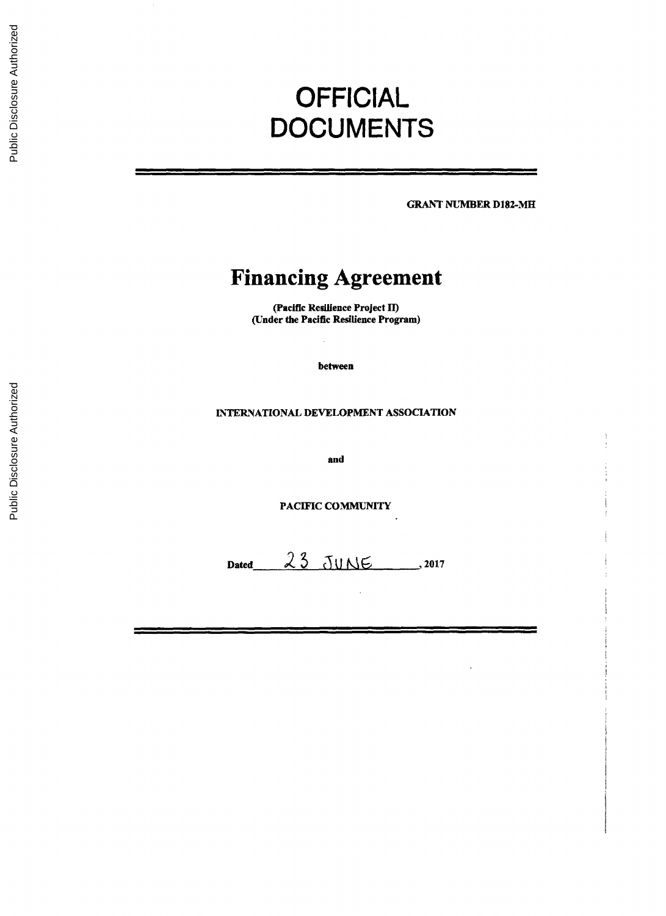# OFFICIAL DOCUMENTS

**GRANT NUMBER D182-MH**

# Financing Agreement

**(Pacific Resilience Project II)**
**(Under the Pacific Resilience Program)**

**between**

**INTERNATIONAL DEVELOPMENT ASSOCIATION**

**and**

**PACIFIC COMMUNITY**

**Dated** 23 JUNE **, 2017**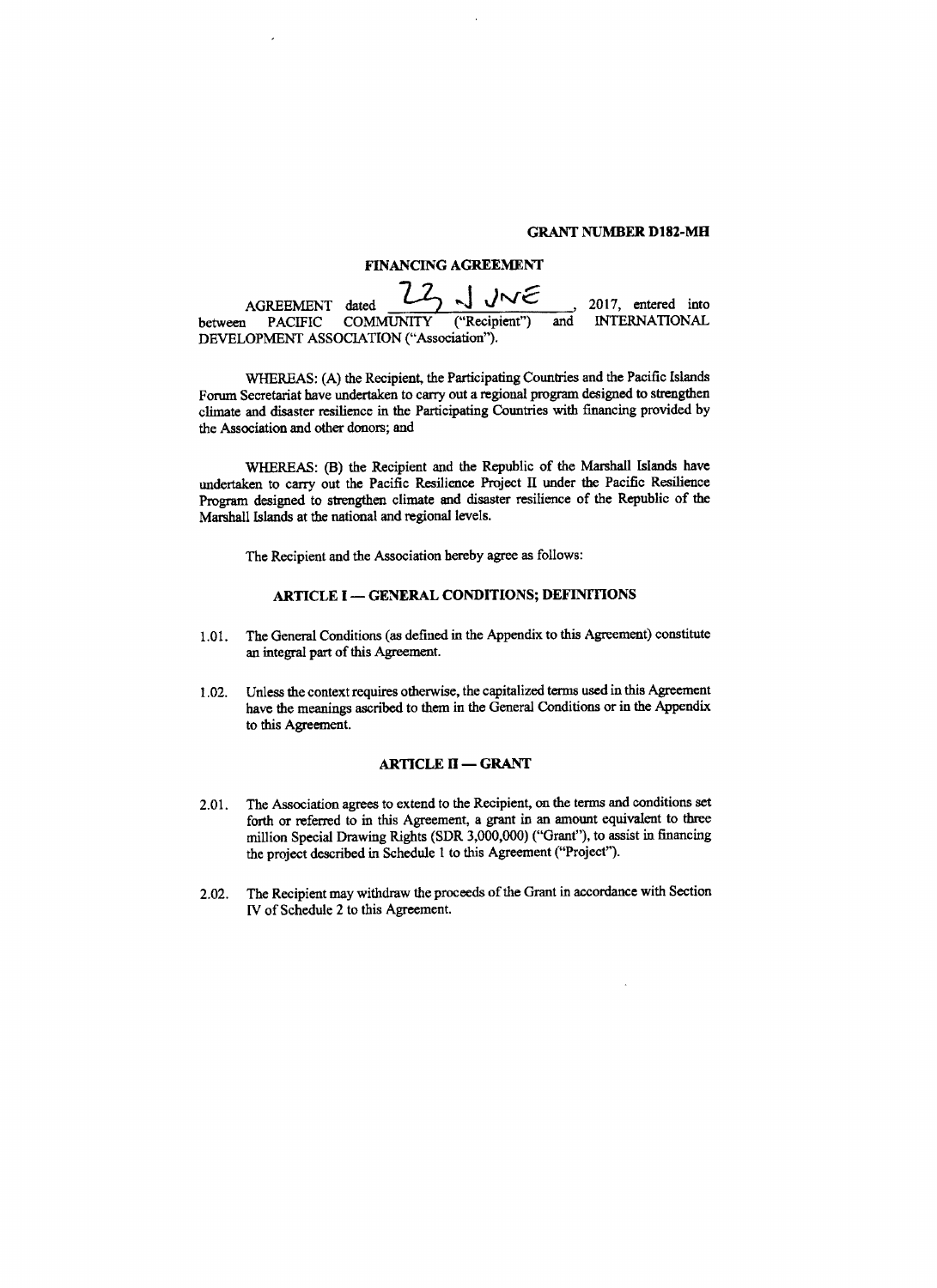**GRANT NUMBER D182-MH**

## FINANCING AGREEMENT

AGREEMENT dated 22 JUNE, 2017, entered into between PACIFIC COMMUNITY ("Recipient") and INTERNATIONAL DEVELOPMENT ASSOCIATION ("Association").

WHEREAS: (A) the Recipient, the Participating Countries and the Pacific Islands Forum Secretariat have undertaken to carry out a regional program designed to strengthen climate and disaster resilience in the Participating Countries with financing provided by the Association and other donors; and

WHEREAS: (B) the Recipient and the Republic of the Marshall Islands have undertaken to carry out the Pacific Resilience Project II under the Pacific Resilience Program designed to strengthen climate and disaster resilience of the Republic of the Marshall Islands at the national and regional levels.

The Recipient and the Association hereby agree as follows:

### ARTICLE I — GENERAL CONDITIONS; DEFINITIONS

1.01. The General Conditions (as defined in the Appendix to this Agreement) constitute an integral part of this Agreement.

1.02. Unless the context requires otherwise, the capitalized terms used in this Agreement have the meanings ascribed to them in the General Conditions or in the Appendix to this Agreement.

### ARTICLE II — GRANT

2.01. The Association agrees to extend to the Recipient, on the terms and conditions set forth or referred to in this Agreement, a grant in an amount equivalent to three million Special Drawing Rights (SDR 3,000,000) ("Grant"), to assist in financing the project described in Schedule 1 to this Agreement ("Project").

2.02. The Recipient may withdraw the proceeds of the Grant in accordance with Section IV of Schedule 2 to this Agreement.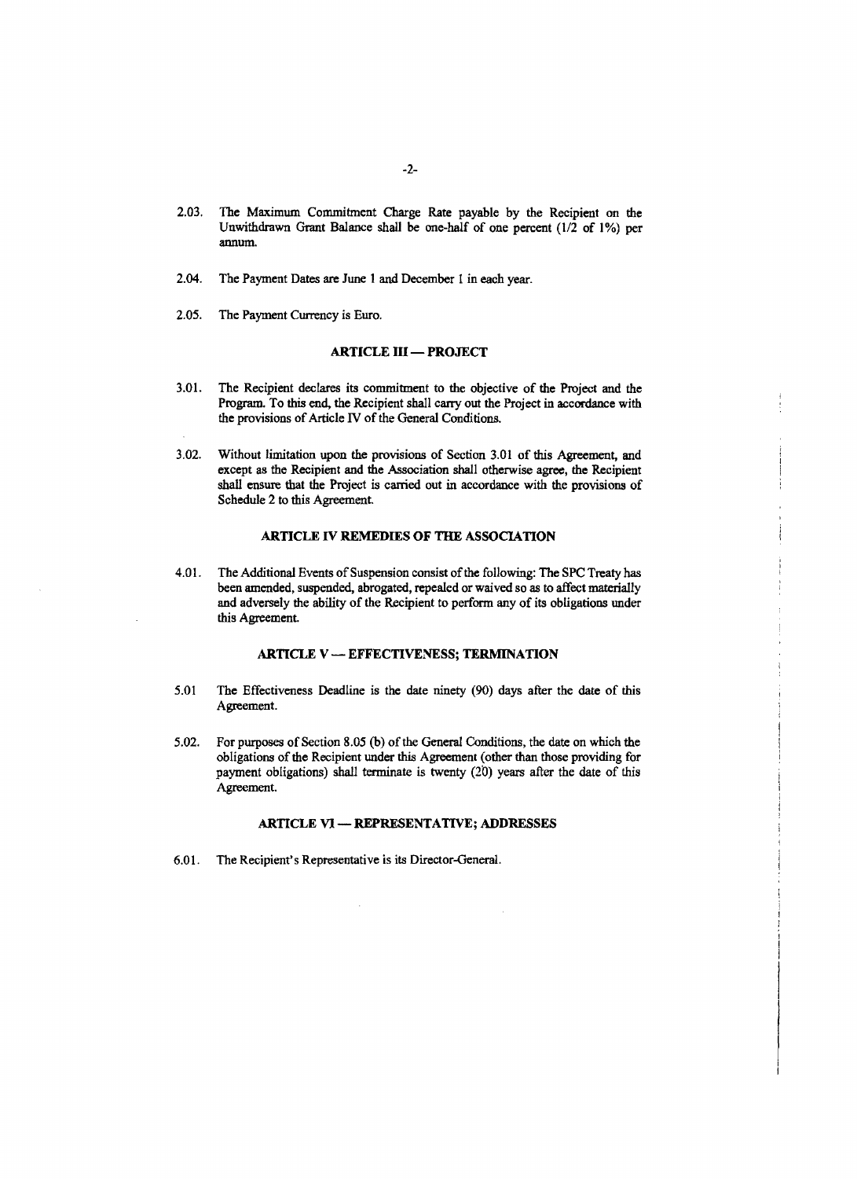2.03. The Maximum Commitment Charge Rate payable by the Recipient on the Unwithdrawn Grant Balance shall be one-half of one percent (1/2 of 1%) per annum.

2.04. The Payment Dates are June 1 and December 1 in each year.

2.05. The Payment Currency is Euro.

## ARTICLE III — PROJECT

3.01. The Recipient declares its commitment to the objective of the Project and the Program. To this end, the Recipient shall carry out the Project in accordance with the provisions of Article IV of the General Conditions.

3.02. Without limitation upon the provisions of Section 3.01 of this Agreement, and except as the Recipient and the Association shall otherwise agree, the Recipient shall ensure that the Project is carried out in accordance with the provisions of Schedule 2 to this Agreement.

## ARTICLE IV REMEDIES OF THE ASSOCIATION

4.01. The Additional Events of Suspension consist of the following: The SPC Treaty has been amended, suspended, abrogated, repealed or waived so as to affect materially and adversely the ability of the Recipient to perform any of its obligations under this Agreement.

## ARTICLE V — EFFECTIVENESS; TERMINATION

5.01 The Effectiveness Deadline is the date ninety (90) days after the date of this Agreement.

5.02. For purposes of Section 8.05 (b) of the General Conditions, the date on which the obligations of the Recipient under this Agreement (other than those providing for payment obligations) shall terminate is twenty (20) years after the date of this Agreement.

## ARTICLE VI — REPRESENTATIVE; ADDRESSES

6.01. The Recipient's Representative is its Director-General.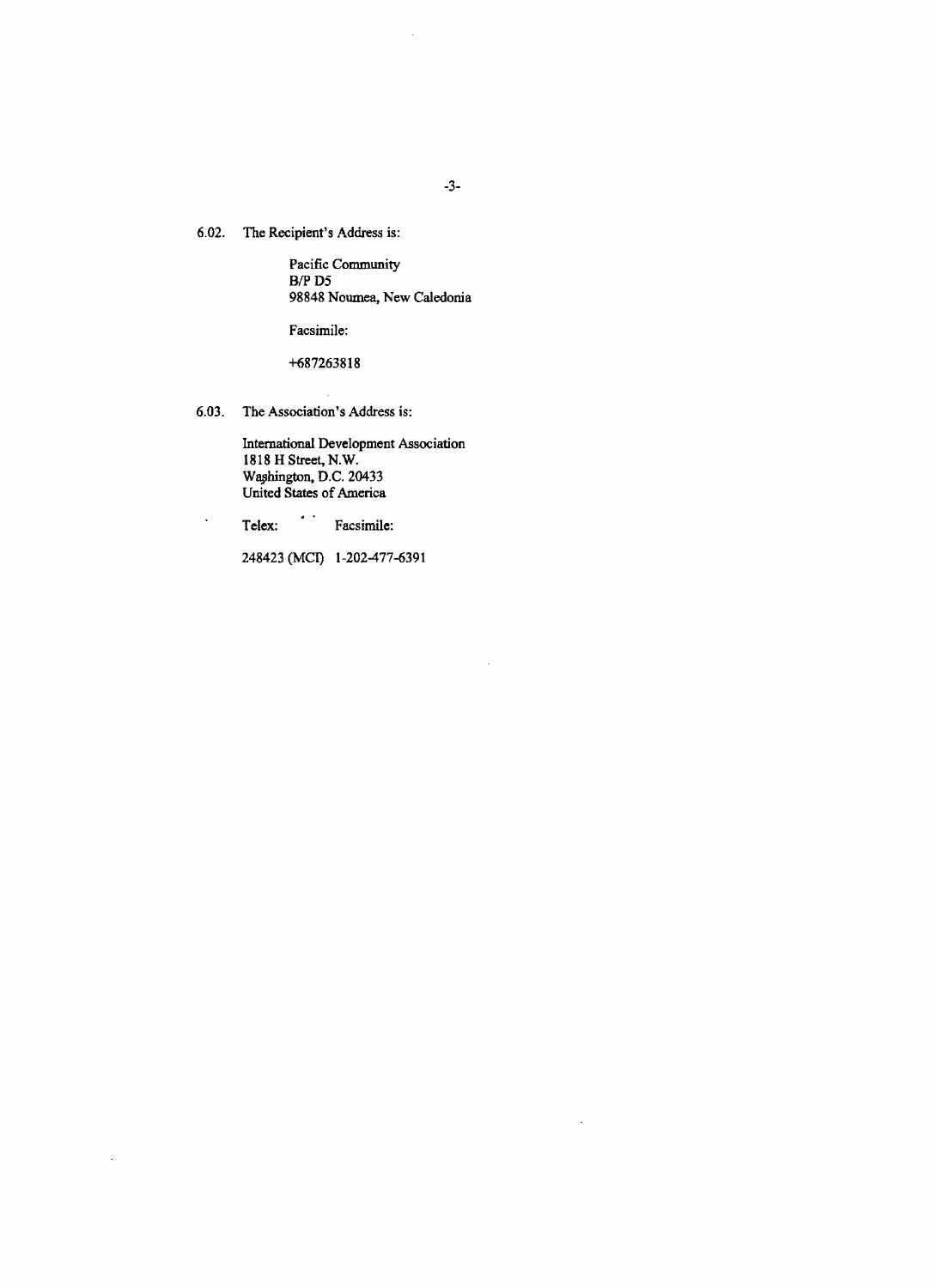6.02. The Recipient's Address is:

Pacific Community
B/P D5
98848 Noumea, New Caledonia

Facsimile:

+687263818

6.03. The Association's Address is:

International Development Association
1818 H Street, N.W.
Washington, D.C. 20433
United States of America

Telex: Facsimile:

248423 (MCI) 1-202-477-6391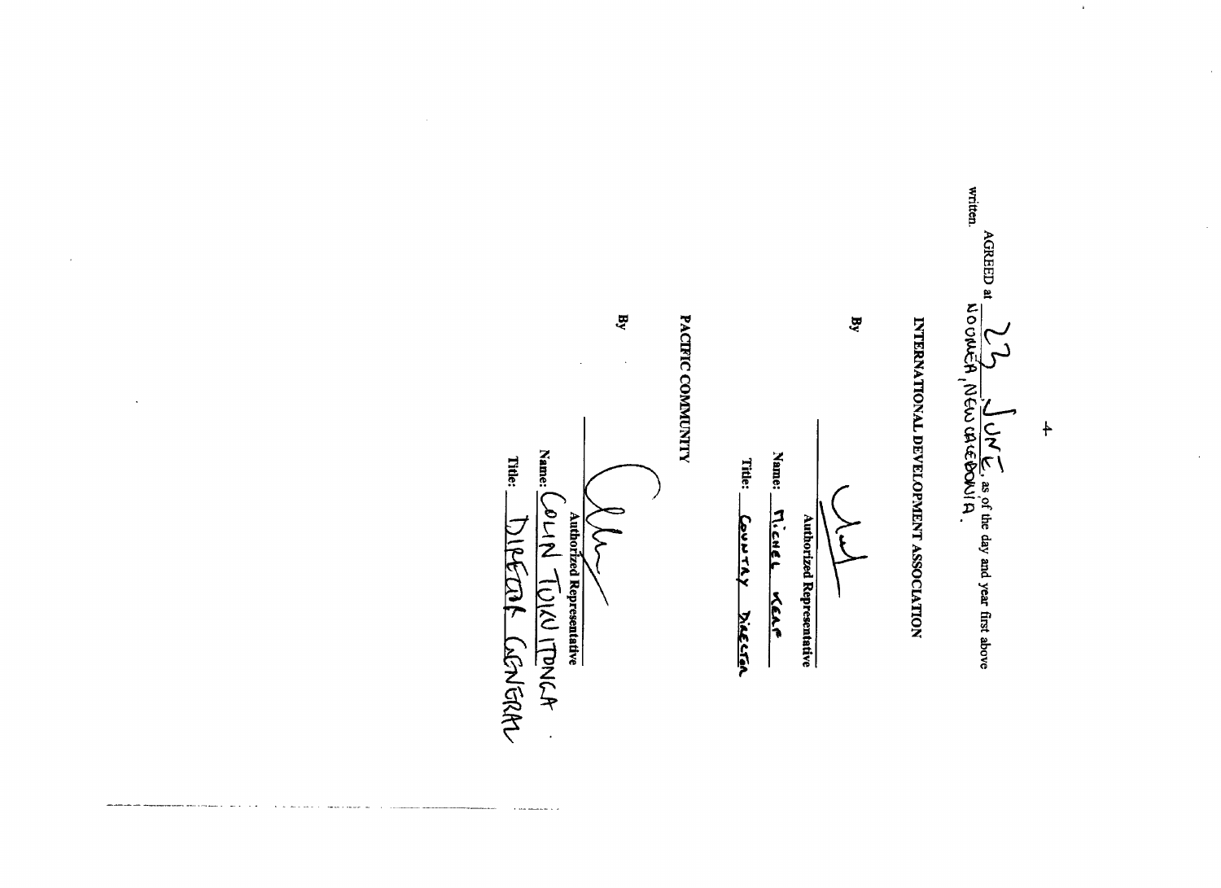AGREED at 23 JUNE, as of the day and year first above written.
NOUMÉA, NEW CALEDONIA.

INTERNATIONAL DEVELOPMENT ASSOCIATION

By

Authorized Representative

Name: MICHEL KERF

Title: COUNTRY DIRECTOR

PACIFIC COMMUNITY

By

Authorized Representative

Name: COLIN TUKUITONGA

Title: DIRECTOR GENERAL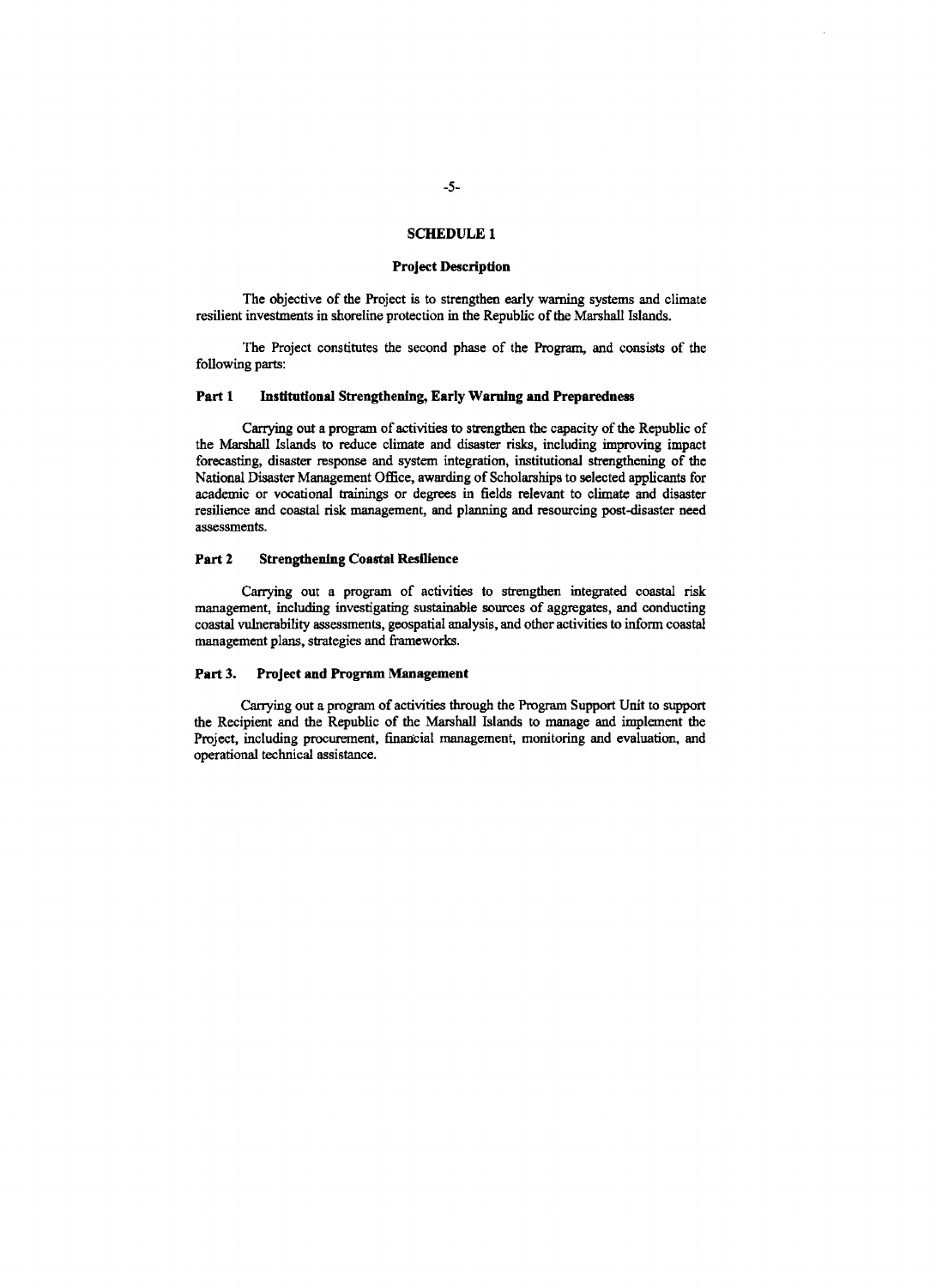## SCHEDULE 1

### Project Description

The objective of the Project is to strengthen early warning systems and climate resilient investments in shoreline protection in the Republic of the Marshall Islands.

The Project constitutes the second phase of the Program, and consists of the following parts:

### Part 1 Institutional Strengthening, Early Warning and Preparedness

Carrying out a program of activities to strengthen the capacity of the Republic of the Marshall Islands to reduce climate and disaster risks, including improving impact forecasting, disaster response and system integration, institutional strengthening of the National Disaster Management Office, awarding of Scholarships to selected applicants for academic or vocational trainings or degrees in fields relevant to climate and disaster resilience and coastal risk management, and planning and resourcing post-disaster need assessments.

### Part 2 Strengthening Coastal Resilience

Carrying out a program of activities to strengthen integrated coastal risk management, including investigating sustainable sources of aggregates, and conducting coastal vulnerability assessments, geospatial analysis, and other activities to inform coastal management plans, strategies and frameworks.

### Part 3. Project and Program Management

Carrying out a program of activities through the Program Support Unit to support the Recipient and the Republic of the Marshall Islands to manage and implement the Project, including procurement, financial management, monitoring and evaluation, and operational technical assistance.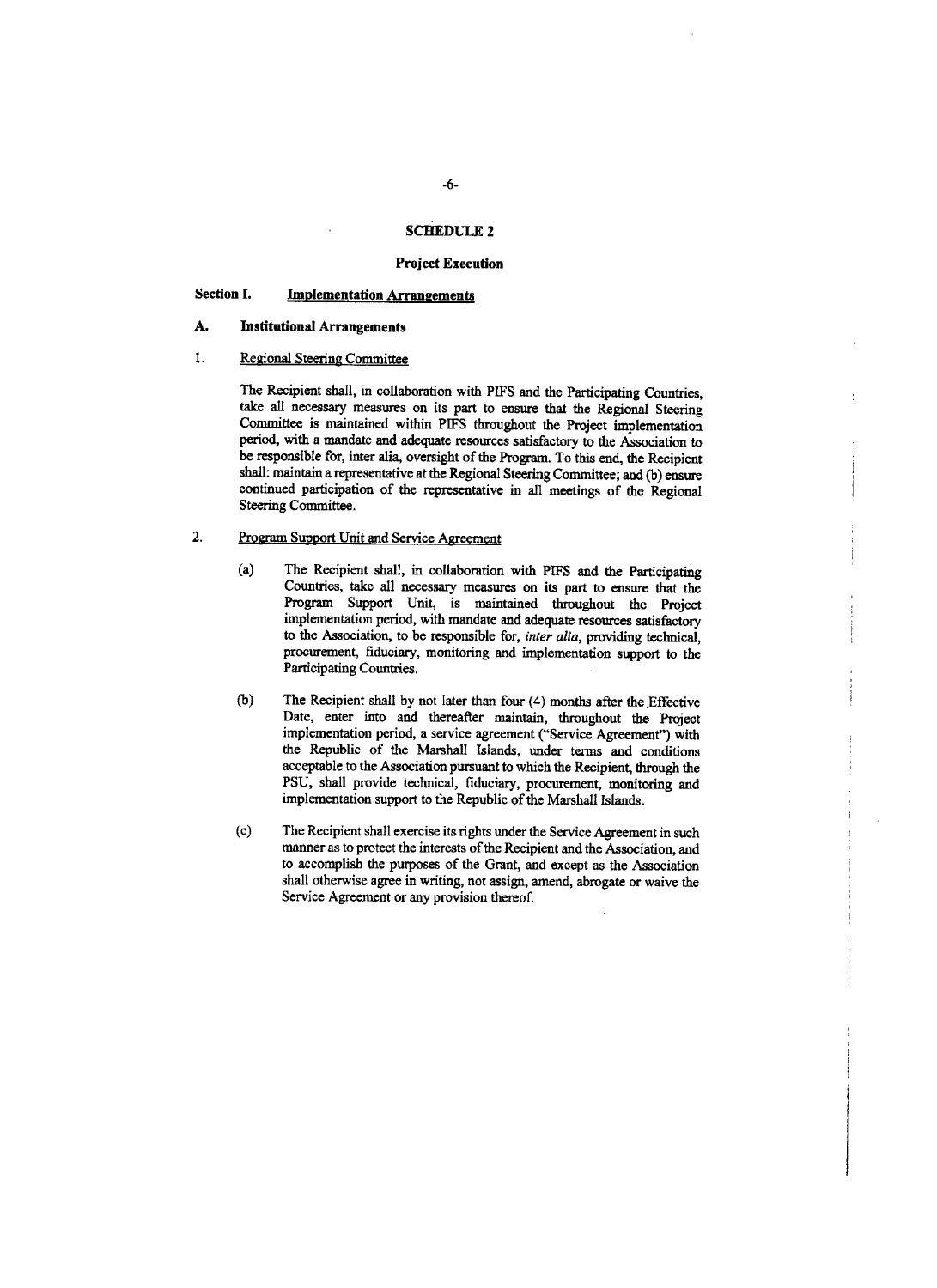## SCHEDULE 2

### Project Execution

### Section I. Implementation Arrangements

#### A. Institutional Arrangements

1. Regional Steering Committee

   The Recipient shall, in collaboration with PIFS and the Participating Countries, take all necessary measures on its part to ensure that the Regional Steering Committee is maintained within PIFS throughout the Project implementation period, with a mandate and adequate resources satisfactory to the Association to be responsible for, inter alia, oversight of the Program. To this end, the Recipient shall: maintain a representative at the Regional Steering Committee; and (b) ensure continued participation of the representative in all meetings of the Regional Steering Committee.

2. Program Support Unit and Service Agreement

   (a) The Recipient shall, in collaboration with PIFS and the Participating Countries, take all necessary measures on its part to ensure that the Program Support Unit, is maintained throughout the Project implementation period, with mandate and adequate resources satisfactory to the Association, to be responsible for, *inter alia*, providing technical, procurement, fiduciary, monitoring and implementation support to the Participating Countries.

   (b) The Recipient shall by not later than four (4) months after the Effective Date, enter into and thereafter maintain, throughout the Project implementation period, a service agreement ("Service Agreement") with the Republic of the Marshall Islands, under terms and conditions acceptable to the Association pursuant to which the Recipient, through the PSU, shall provide technical, fiduciary, procurement, monitoring and implementation support to the Republic of the Marshall Islands.

   (c) The Recipient shall exercise its rights under the Service Agreement in such manner as to protect the interests of the Recipient and the Association, and to accomplish the purposes of the Grant, and except as the Association shall otherwise agree in writing, not assign, amend, abrogate or waive the Service Agreement or any provision thereof.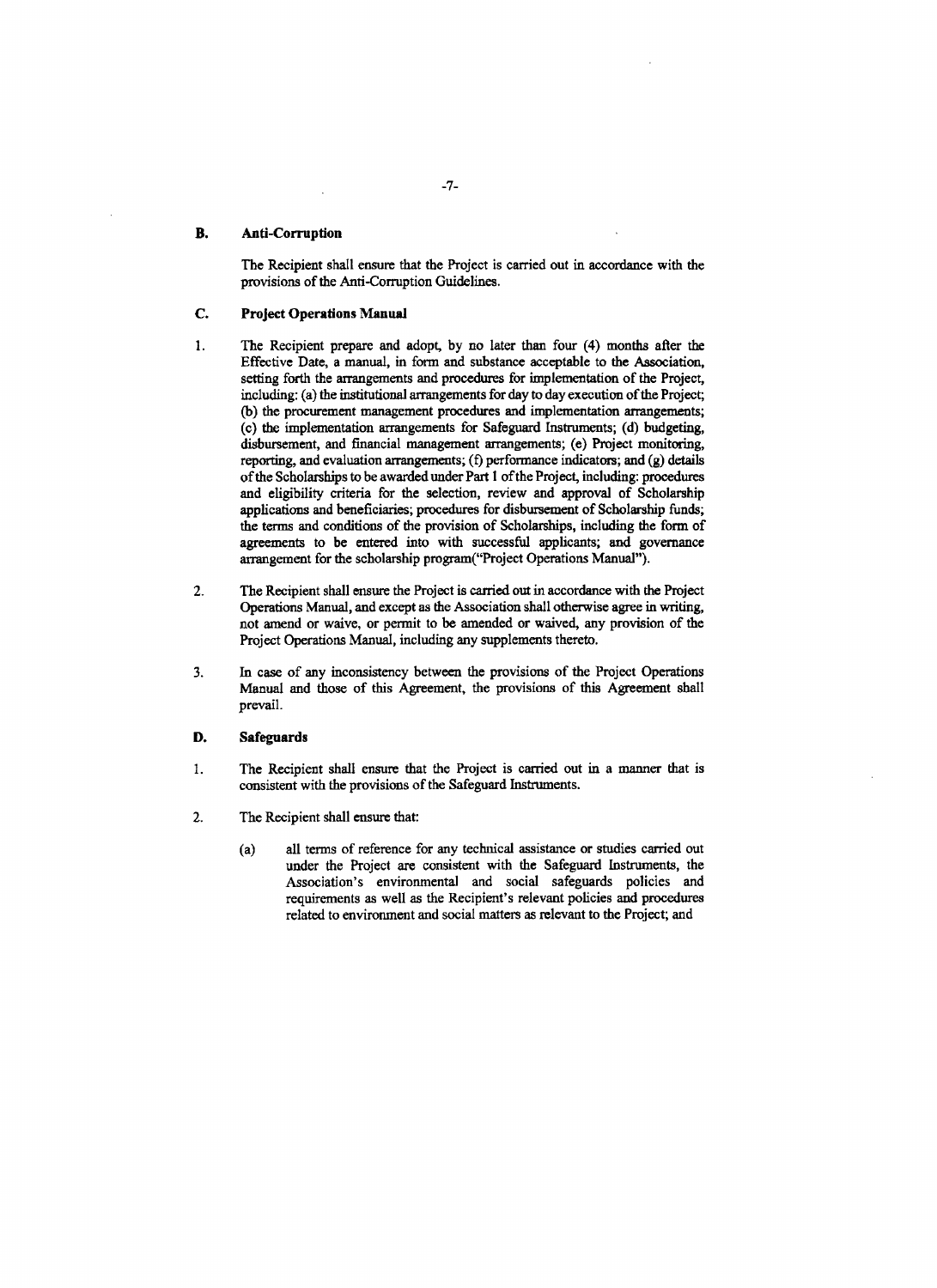### B. Anti-Corruption

The Recipient shall ensure that the Project is carried out in accordance with the provisions of the Anti-Corruption Guidelines.

### C. Project Operations Manual

1. The Recipient prepare and adopt, by no later than four (4) months after the Effective Date, a manual, in form and substance acceptable to the Association, setting forth the arrangements and procedures for implementation of the Project, including: (a) the institutional arrangements for day to day execution of the Project; (b) the procurement management procedures and implementation arrangements; (c) the implementation arrangements for Safeguard Instruments; (d) budgeting, disbursement, and financial management arrangements; (e) Project monitoring, reporting, and evaluation arrangements; (f) performance indicators; and (g) details of the Scholarships to be awarded under Part 1 of the Project, including: procedures and eligibility criteria for the selection, review and approval of Scholarship applications and beneficiaries; procedures for disbursement of Scholarship funds; the terms and conditions of the provision of Scholarships, including the form of agreements to be entered into with successful applicants; and governance arrangement for the scholarship program("Project Operations Manual").

2. The Recipient shall ensure the Project is carried out in accordance with the Project Operations Manual, and except as the Association shall otherwise agree in writing, not amend or waive, or permit to be amended or waived, any provision of the Project Operations Manual, including any supplements thereto.

3. In case of any inconsistency between the provisions of the Project Operations Manual and those of this Agreement, the provisions of this Agreement shall prevail.

### D. Safeguards

1. The Recipient shall ensure that the Project is carried out in a manner that is consistent with the provisions of the Safeguard Instruments.

2. The Recipient shall ensure that:

   (a) all terms of reference for any technical assistance or studies carried out under the Project are consistent with the Safeguard Instruments, the Association's environmental and social safeguards policies and requirements as well as the Recipient's relevant policies and procedures related to environment and social matters as relevant to the Project; and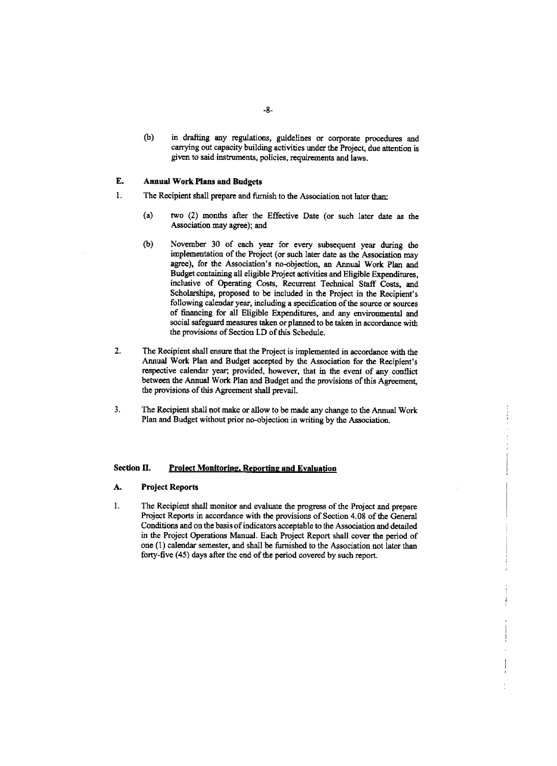(b) in drafting any regulations, guidelines or corporate procedures and carrying out capacity building activities under the Project, due attention is given to said instruments, policies, requirements and laws.

### E. Annual Work Plans and Budgets

1. The Recipient shall prepare and furnish to the Association not later than:

   (a) two (2) months after the Effective Date (or such later date as the Association may agree); and

   (b) November 30 of each year for every subsequent year during the implementation of the Project (or such later date as the Association may agree), for the Association's no-objection, an Annual Work Plan and Budget containing all eligible Project activities and Eligible Expenditures, inclusive of Operating Costs, Recurrent Technical Staff Costs, and Scholarships, proposed to be included in the Project in the Recipient's following calendar year, including a specification of the source or sources of financing for all Eligible Expenditures, and any environmental and social safeguard measures taken or planned to be taken in accordance with the provisions of Section I.D of this Schedule.

2. The Recipient shall ensure that the Project is implemented in accordance with the Annual Work Plan and Budget accepted by the Association for the Recipient's respective calendar year; provided, however, that in the event of any conflict between the Annual Work Plan and Budget and the provisions of this Agreement, the provisions of this Agreement shall prevail.

3. The Recipient shall not make or allow to be made any change to the Annual Work Plan and Budget without prior no-objection in writing by the Association.

## Section II. Project Monitoring, Reporting and Evaluation

### A. Project Reports

1. The Recipient shall monitor and evaluate the progress of the Project and prepare Project Reports in accordance with the provisions of Section 4.08 of the General Conditions and on the basis of indicators acceptable to the Association and detailed in the Project Operations Manual. Each Project Report shall cover the period of one (1) calendar semester, and shall be furnished to the Association not later than forty-five (45) days after the end of the period covered by such report.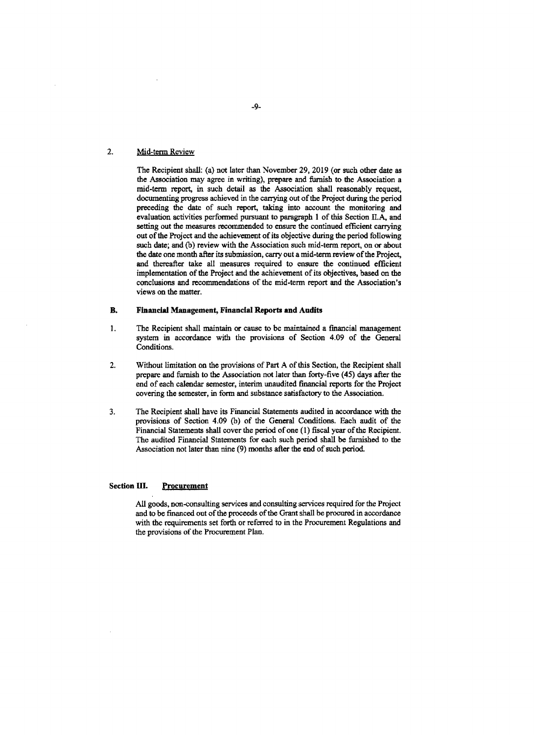2. Mid-term Review

The Recipient shall: (a) not later than November 29, 2019 (or such other date as the Association may agree in writing), prepare and furnish to the Association a mid-term report, in such detail as the Association shall reasonably request, documenting progress achieved in the carrying out of the Project during the period preceding the date of such report, taking into account the monitoring and evaluation activities performed pursuant to paragraph 1 of this Section II.A, and setting out the measures recommended to ensure the continued efficient carrying out of the Project and the achievement of its objective during the period following such date; and (b) review with the Association such mid-term report, on or about the date one month after its submission, carry out a mid-term review of the Project, and thereafter take all measures required to ensure the continued efficient implementation of the Project and the achievement of its objectives, based on the conclusions and recommendations of the mid-term report and the Association's views on the matter.

**B. Financial Management, Financial Reports and Audits**

1. The Recipient shall maintain or cause to be maintained a financial management system in accordance with the provisions of Section 4.09 of the General Conditions.

2. Without limitation on the provisions of Part A of this Section, the Recipient shall prepare and furnish to the Association not later than forty-five (45) days after the end of each calendar semester, interim unaudited financial reports for the Project covering the semester, in form and substance satisfactory to the Association.

3. The Recipient shall have its Financial Statements audited in accordance with the provisions of Section 4.09 (b) of the General Conditions. Each audit of the Financial Statements shall cover the period of one (1) fiscal year of the Recipient. The audited Financial Statements for each such period shall be furnished to the Association not later than nine (9) months after the end of such period.

**Section III. Procurement**

All goods, non-consulting services and consulting services required for the Project and to be financed out of the proceeds of the Grant shall be procured in accordance with the requirements set forth or referred to in the Procurement Regulations and the provisions of the Procurement Plan.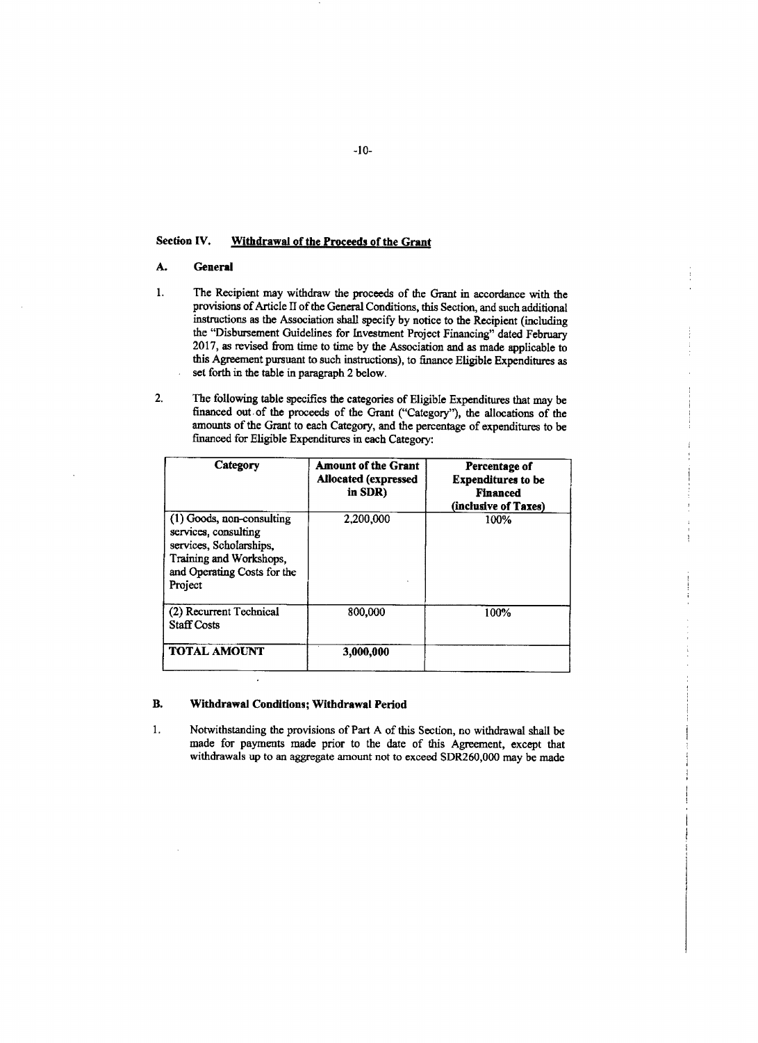## Section IV. Withdrawal of the Proceeds of the Grant

### A. General

1. The Recipient may withdraw the proceeds of the Grant in accordance with the provisions of Article II of the General Conditions, this Section, and such additional instructions as the Association shall specify by notice to the Recipient (including the "Disbursement Guidelines for Investment Project Financing" dated February 2017, as revised from time to time by the Association and as made applicable to this Agreement pursuant to such instructions), to finance Eligible Expenditures as set forth in the table in paragraph 2 below.

2. The following table specifies the categories of Eligible Expenditures that may be financed out of the proceeds of the Grant ("Category"), the allocations of the amounts of the Grant to each Category, and the percentage of expenditures to be financed for Eligible Expenditures in each Category:

| Category | Amount of the Grant Allocated (expressed in SDR) | Percentage of Expenditures to be Financed (inclusive of Taxes) |
|---|---|---|
| (1) Goods, non-consulting services, consulting services, Scholarships, Training and Workshops, and Operating Costs for the Project | 2,200,000 | 100% |
| (2) Recurrent Technical Staff Costs | 800,000 | 100% |
| **TOTAL AMOUNT** | **3,000,000** | |

### B. Withdrawal Conditions; Withdrawal Period

1. Notwithstanding the provisions of Part A of this Section, no withdrawal shall be made for payments made prior to the date of this Agreement, except that withdrawals up to an aggregate amount not to exceed SDR260,000 may be made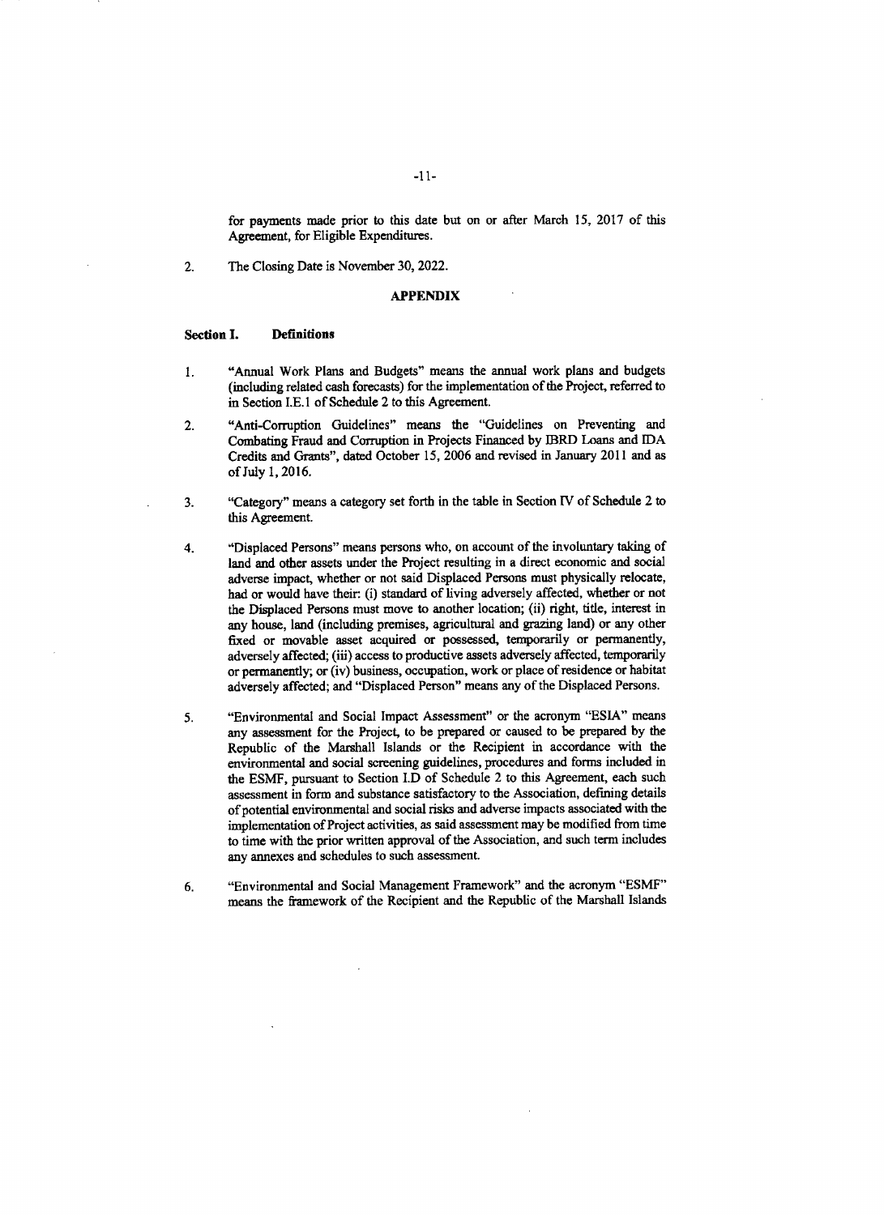for payments made prior to this date but on or after March 15, 2017 of this Agreement, for Eligible Expenditures.

2. The Closing Date is November 30, 2022.

## APPENDIX

### Section I. Definitions

1. "Annual Work Plans and Budgets" means the annual work plans and budgets (including related cash forecasts) for the implementation of the Project, referred to in Section I.E.1 of Schedule 2 to this Agreement.

2. "Anti-Corruption Guidelines" means the "Guidelines on Preventing and Combating Fraud and Corruption in Projects Financed by IBRD Loans and IDA Credits and Grants", dated October 15, 2006 and revised in January 2011 and as of July 1, 2016.

3. "Category" means a category set forth in the table in Section IV of Schedule 2 to this Agreement.

4. "Displaced Persons" means persons who, on account of the involuntary taking of land and other assets under the Project resulting in a direct economic and social adverse impact, whether or not said Displaced Persons must physically relocate, had or would have their: (i) standard of living adversely affected, whether or not the Displaced Persons must move to another location; (ii) right, title, interest in any house, land (including premises, agricultural and grazing land) or any other fixed or movable asset acquired or possessed, temporarily or permanently, adversely affected; (iii) access to productive assets adversely affected, temporarily or permanently; or (iv) business, occupation, work or place of residence or habitat adversely affected; and "Displaced Person" means any of the Displaced Persons.

5. "Environmental and Social Impact Assessment" or the acronym "ESIA" means any assessment for the Project, to be prepared or caused to be prepared by the Republic of the Marshall Islands or the Recipient in accordance with the environmental and social screening guidelines, procedures and forms included in the ESMF, pursuant to Section I.D of Schedule 2 to this Agreement, each such assessment in form and substance satisfactory to the Association, defining details of potential environmental and social risks and adverse impacts associated with the implementation of Project activities, as said assessment may be modified from time to time with the prior written approval of the Association, and such term includes any annexes and schedules to such assessment.

6. "Environmental and Social Management Framework" and the acronym "ESMF" means the framework of the Recipient and the Republic of the Marshall Islands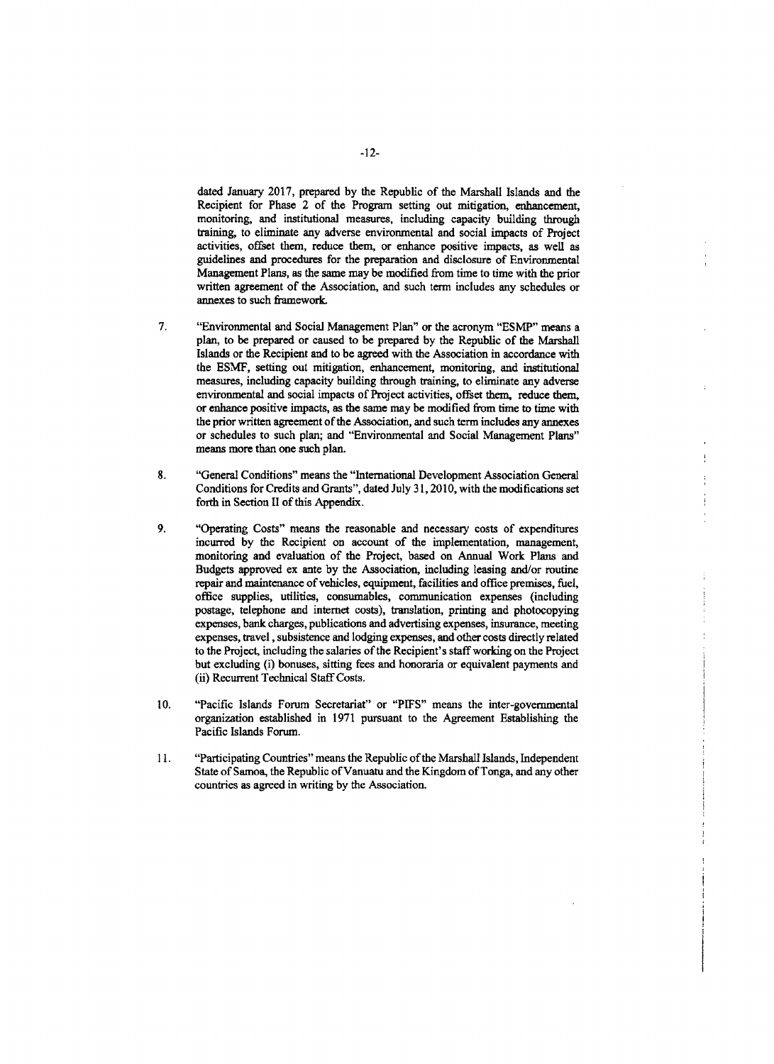dated January 2017, prepared by the Republic of the Marshall Islands and the Recipient for Phase 2 of the Program setting out mitigation, enhancement, monitoring, and institutional measures, including capacity building through training, to eliminate any adverse environmental and social impacts of Project activities, offset them, reduce them, or enhance positive impacts, as well as guidelines and procedures for the preparation and disclosure of Environmental Management Plans, as the same may be modified from time to time with the prior written agreement of the Association, and such term includes any schedules or annexes to such framework.

7. "Environmental and Social Management Plan" or the acronym "ESMP" means a plan, to be prepared or caused to be prepared by the Republic of the Marshall Islands or the Recipient and to be agreed with the Association in accordance with the ESMF, setting out mitigation, enhancement, monitoring, and institutional measures, including capacity building through training, to eliminate any adverse environmental and social impacts of Project activities, offset them, reduce them, or enhance positive impacts, as the same may be modified from time to time with the prior written agreement of the Association, and such term includes any annexes or schedules to such plan; and "Environmental and Social Management Plans" means more than one such plan.

8. "General Conditions" means the "International Development Association General Conditions for Credits and Grants", dated July 31, 2010, with the modifications set forth in Section II of this Appendix.

9. "Operating Costs" means the reasonable and necessary costs of expenditures incurred by the Recipient on account of the implementation, management, monitoring and evaluation of the Project, based on Annual Work Plans and Budgets approved ex ante by the Association, including leasing and/or routine repair and maintenance of vehicles, equipment, facilities and office premises, fuel, office supplies, utilities, consumables, communication expenses (including postage, telephone and internet costs), translation, printing and photocopying expenses, bank charges, publications and advertising expenses, insurance, meeting expenses, travel , subsistence and lodging expenses, and other costs directly related to the Project, including the salaries of the Recipient's staff working on the Project but excluding (i) bonuses, sitting fees and honoraria or equivalent payments and (ii) Recurrent Technical Staff Costs.

10. "Pacific Islands Forum Secretariat" or "PIFS" means the inter-governmental organization established in 1971 pursuant to the Agreement Establishing the Pacific Islands Forum.

11. "Participating Countries" means the Republic of the Marshall Islands, Independent State of Samoa, the Republic of Vanuatu and the Kingdom of Tonga, and any other countries as agreed in writing by the Association.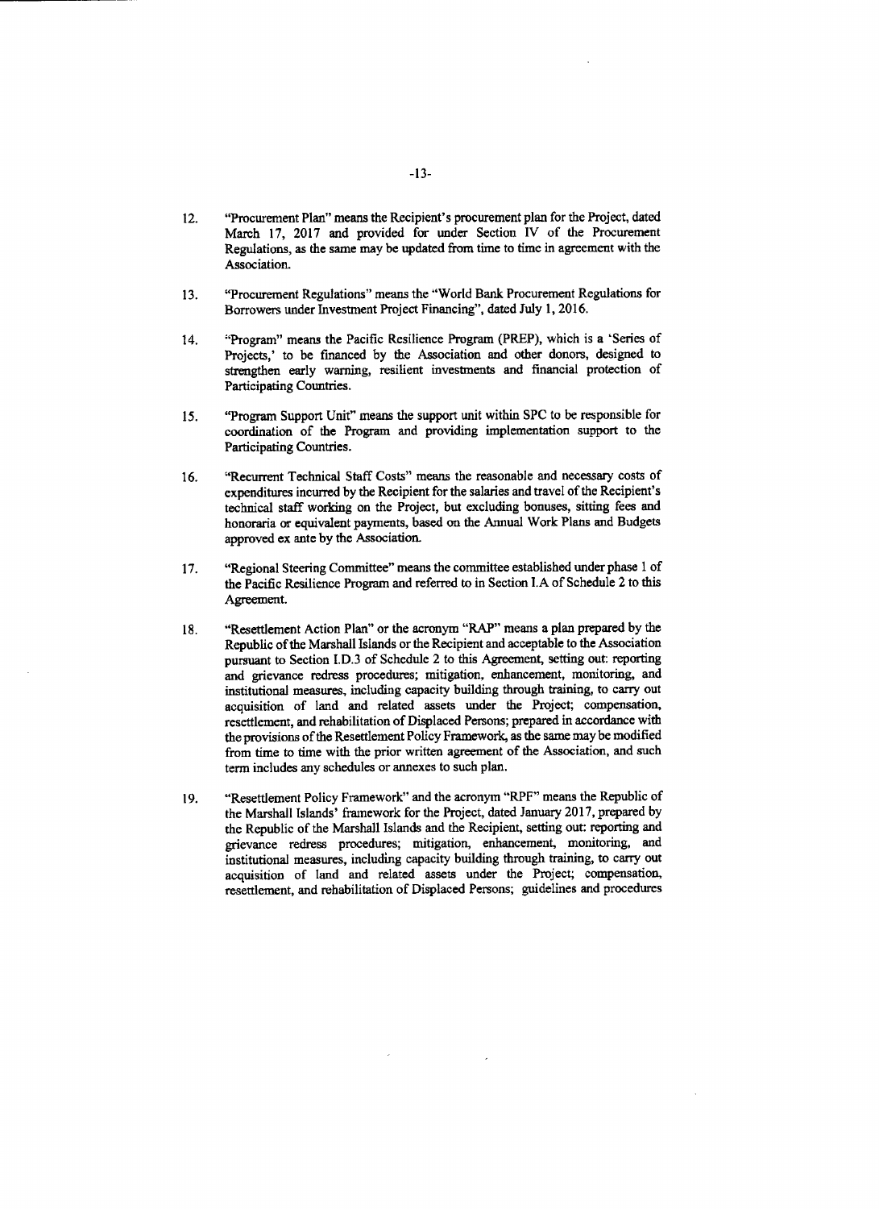12. "Procurement Plan" means the Recipient's procurement plan for the Project, dated March 17, 2017 and provided for under Section IV of the Procurement Regulations, as the same may be updated from time to time in agreement with the Association.

13. "Procurement Regulations" means the "World Bank Procurement Regulations for Borrowers under Investment Project Financing", dated July 1, 2016.

14. "Program" means the Pacific Resilience Program (PREP), which is a 'Series of Projects,' to be financed by the Association and other donors, designed to strengthen early warning, resilient investments and financial protection of Participating Countries.

15. "Program Support Unit" means the support unit within SPC to be responsible for coordination of the Program and providing implementation support to the Participating Countries.

16. "Recurrent Technical Staff Costs" means the reasonable and necessary costs of expenditures incurred by the Recipient for the salaries and travel of the Recipient's technical staff working on the Project, but excluding bonuses, sitting fees and honoraria or equivalent payments, based on the Annual Work Plans and Budgets approved ex ante by the Association.

17. "Regional Steering Committee" means the committee established under phase 1 of the Pacific Resilience Program and referred to in Section I.A of Schedule 2 to this Agreement.

18. "Resettlement Action Plan" or the acronym "RAP" means a plan prepared by the Republic of the Marshall Islands or the Recipient and acceptable to the Association pursuant to Section I.D.3 of Schedule 2 to this Agreement, setting out: reporting and grievance redress procedures; mitigation, enhancement, monitoring, and institutional measures, including capacity building through training, to carry out acquisition of land and related assets under the Project; compensation, resettlement, and rehabilitation of Displaced Persons; prepared in accordance with the provisions of the Resettlement Policy Framework, as the same may be modified from time to time with the prior written agreement of the Association, and such term includes any schedules or annexes to such plan.

19. "Resettlement Policy Framework" and the acronym "RPF" means the Republic of the Marshall Islands' framework for the Project, dated January 2017, prepared by the Republic of the Marshall Islands and the Recipient, setting out: reporting and grievance redress procedures; mitigation, enhancement, monitoring, and institutional measures, including capacity building through training, to carry out acquisition of land and related assets under the Project; compensation, resettlement, and rehabilitation of Displaced Persons; guidelines and procedures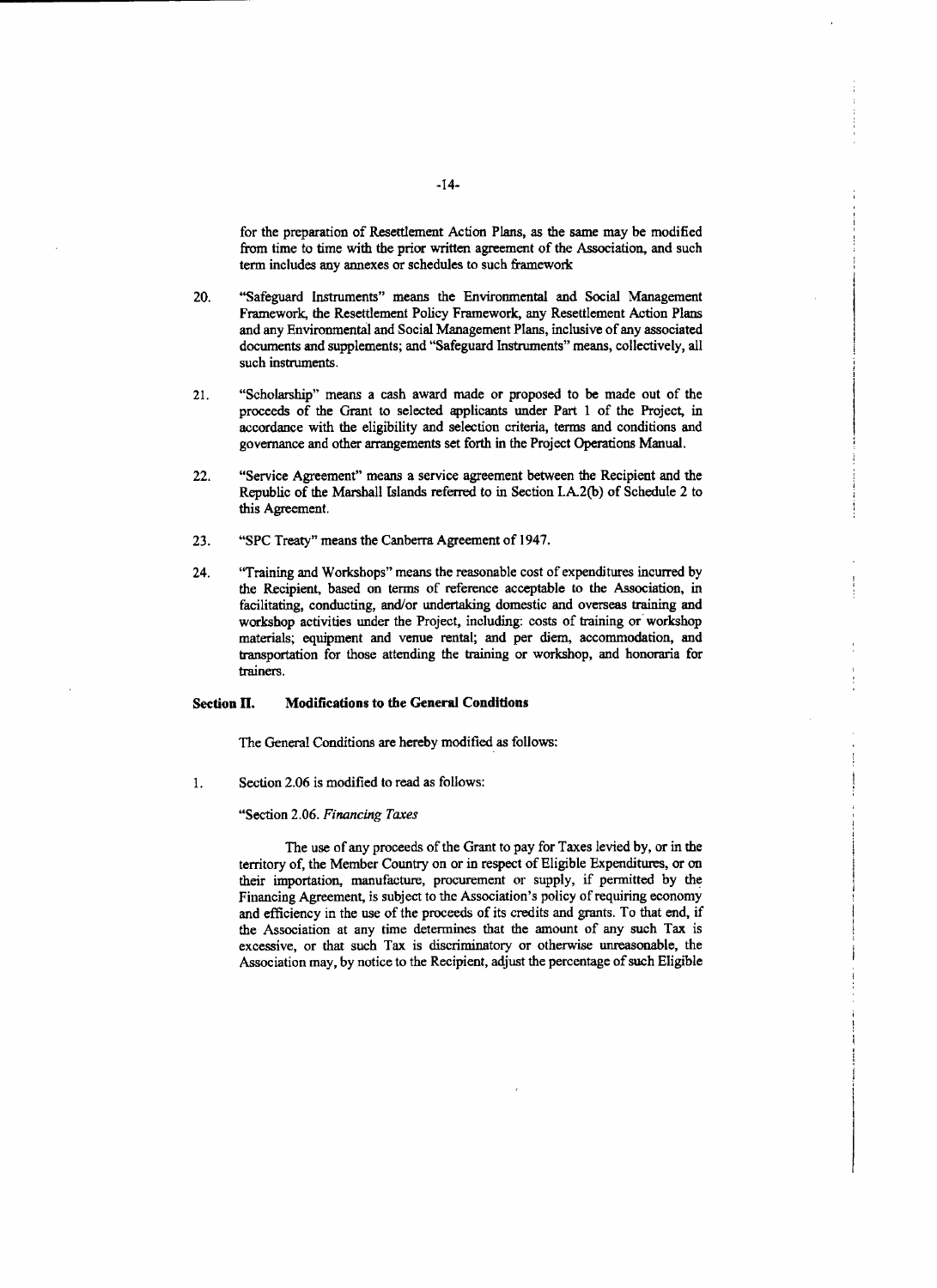for the preparation of Resettlement Action Plans, as the same may be modified from time to time with the prior written agreement of the Association, and such term includes any annexes or schedules to such framework

20. "Safeguard Instruments" means the Environmental and Social Management Framework, the Resettlement Policy Framework, any Resettlement Action Plans and any Environmental and Social Management Plans, inclusive of any associated documents and supplements; and "Safeguard Instruments" means, collectively, all such instruments.

21. "Scholarship" means a cash award made or proposed to be made out of the proceeds of the Grant to selected applicants under Part 1 of the Project, in accordance with the eligibility and selection criteria, terms and conditions and governance and other arrangements set forth in the Project Operations Manual.

22. "Service Agreement" means a service agreement between the Recipient and the Republic of the Marshall Islands referred to in Section I.A.2(b) of Schedule 2 to this Agreement.

23. "SPC Treaty" means the Canberra Agreement of 1947.

24. "Training and Workshops" means the reasonable cost of expenditures incurred by the Recipient, based on terms of reference acceptable to the Association, in facilitating, conducting, and/or undertaking domestic and overseas training and workshop activities under the Project, including: costs of training or workshop materials; equipment and venue rental; and per diem, accommodation, and transportation for those attending the training or workshop, and honoraria for trainers.

## Section II. Modifications to the General Conditions

The General Conditions are hereby modified as follows:

1. Section 2.06 is modified to read as follows:

"Section 2.06. *Financing Taxes*

The use of any proceeds of the Grant to pay for Taxes levied by, or in the territory of, the Member Country on or in respect of Eligible Expenditures, or on their importation, manufacture, procurement or supply, if permitted by the Financing Agreement, is subject to the Association's policy of requiring economy and efficiency in the use of the proceeds of its credits and grants. To that end, if the Association at any time determines that the amount of any such Tax is excessive, or that such Tax is discriminatory or otherwise unreasonable, the Association may, by notice to the Recipient, adjust the percentage of such Eligible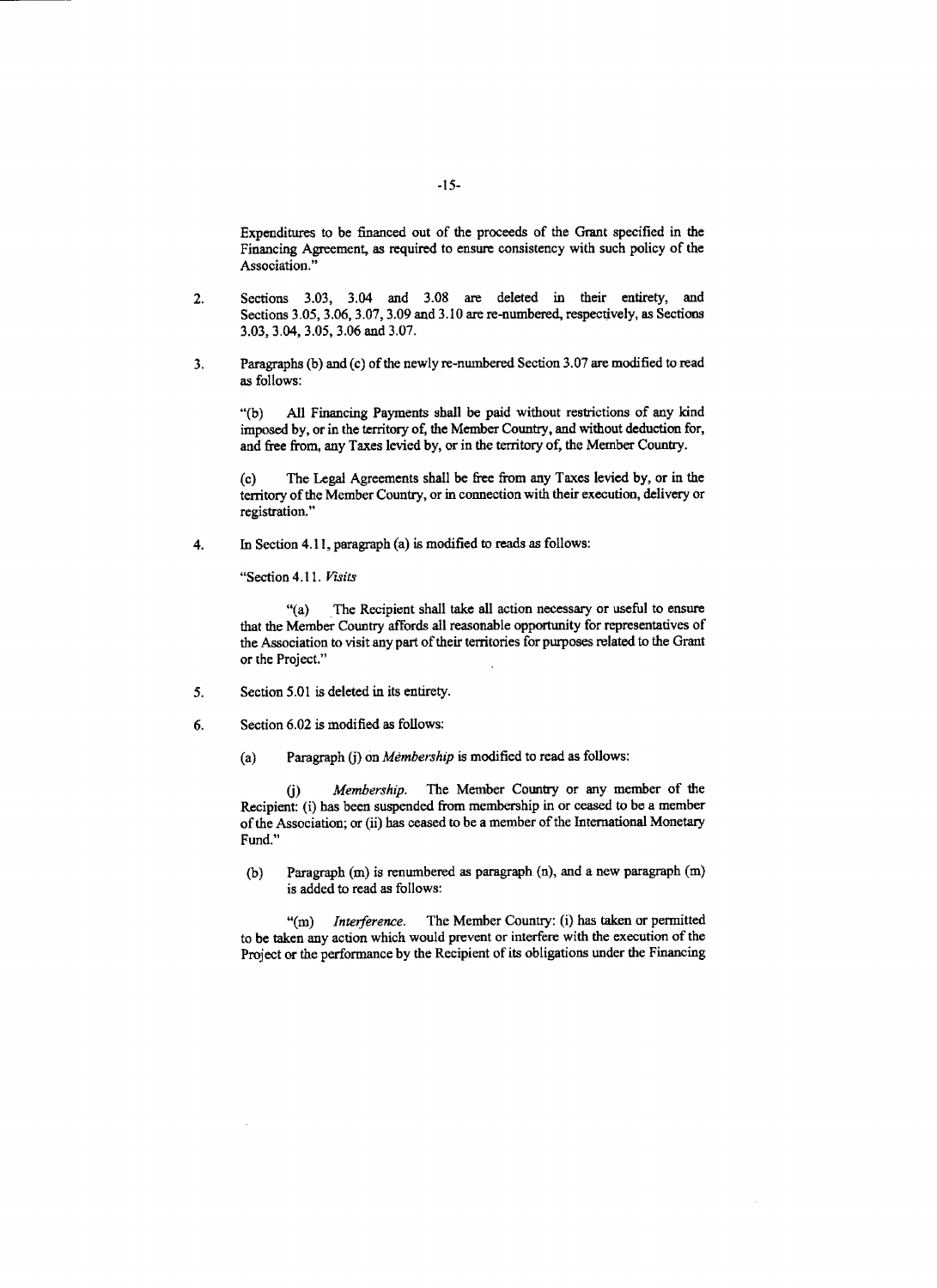Expenditures to be financed out of the proceeds of the Grant specified in the Financing Agreement, as required to ensure consistency with such policy of the Association."

2. Sections 3.03, 3.04 and 3.08 are deleted in their entirety, and Sections 3.05, 3.06, 3.07, 3.09 and 3.10 are re-numbered, respectively, as Sections 3.03, 3.04, 3.05, 3.06 and 3.07.

3. Paragraphs (b) and (c) of the newly re-numbered Section 3.07 are modified to read as follows:

   "(b) All Financing Payments shall be paid without restrictions of any kind imposed by, or in the territory of, the Member Country, and without deduction for, and free from, any Taxes levied by, or in the territory of, the Member Country.

   (c) The Legal Agreements shall be free from any Taxes levied by, or in the territory of the Member Country, or in connection with their execution, delivery or registration."

4. In Section 4.11, paragraph (a) is modified to reads as follows:

   "Section 4.11. *Visits*

   "(a) The Recipient shall take all action necessary or useful to ensure that the Member Country affords all reasonable opportunity for representatives of the Association to visit any part of their territories for purposes related to the Grant or the Project."

5. Section 5.01 is deleted in its entirety.

6. Section 6.02 is modified as follows:

   (a) Paragraph (j) on *Membership* is modified to read as follows:

   (j) *Membership.* The Member Country or any member of the Recipient: (i) has been suspended from membership in or ceased to be a member of the Association; or (ii) has ceased to be a member of the International Monetary Fund."

   (b) Paragraph (m) is renumbered as paragraph (n), and a new paragraph (m) is added to read as follows:

   "(m) *Interference.* The Member Country: (i) has taken or permitted to be taken any action which would prevent or interfere with the execution of the Project or the performance by the Recipient of its obligations under the Financing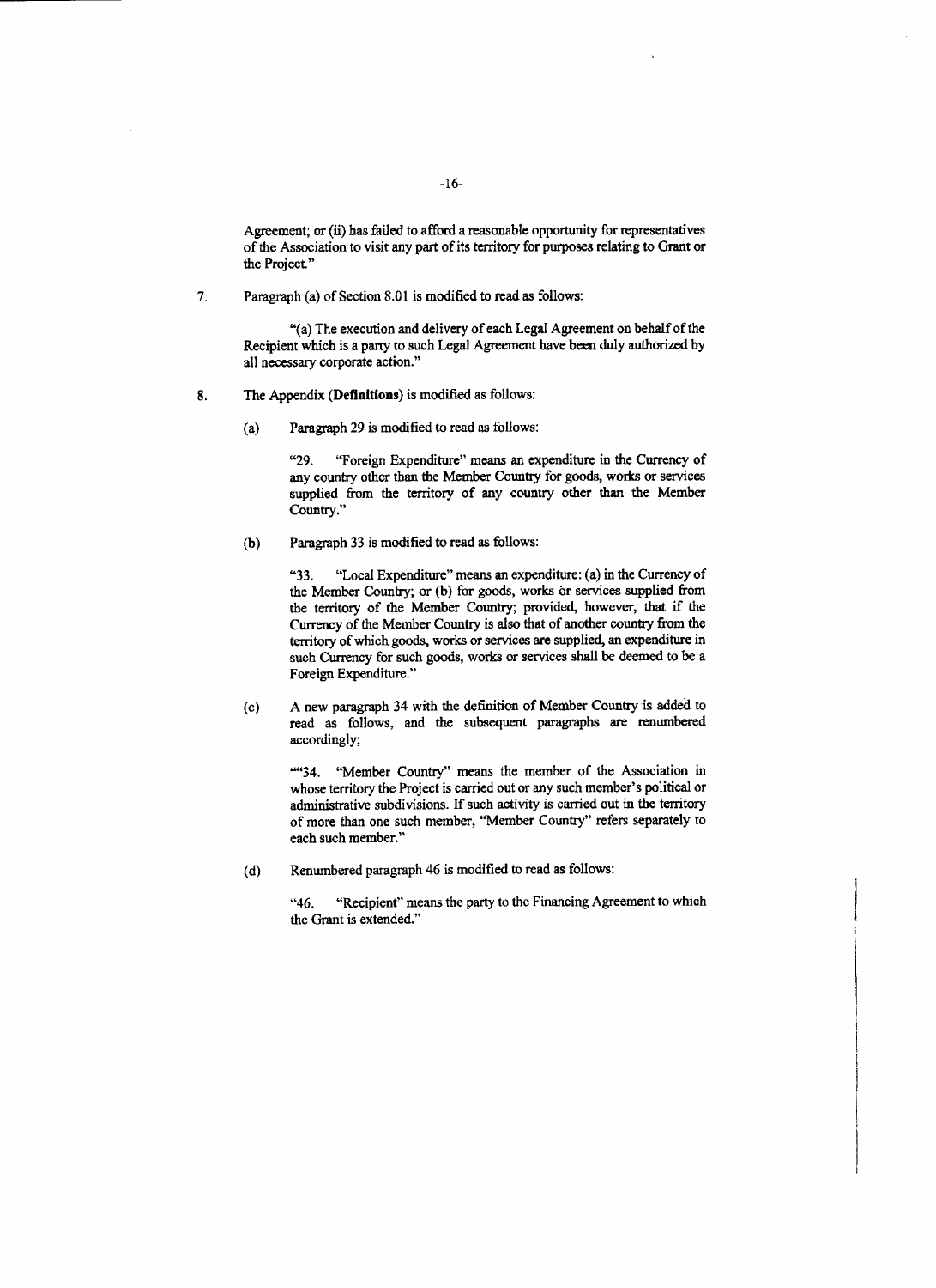Agreement; or (ii) has failed to afford a reasonable opportunity for representatives of the Association to visit any part of its territory for purposes relating to Grant or the Project."

7. Paragraph (a) of Section 8.01 is modified to read as follows:

   "(a) The execution and delivery of each Legal Agreement on behalf of the Recipient which is a party to such Legal Agreement have been duly authorized by all necessary corporate action."

8. The Appendix (**Definitions**) is modified as follows:

   (a) Paragraph 29 is modified to read as follows:

   "29. "Foreign Expenditure" means an expenditure in the Currency of any country other than the Member Country for goods, works or services supplied from the territory of any country other than the Member Country."

   (b) Paragraph 33 is modified to read as follows:

   "33. "Local Expenditure" means an expenditure: (a) in the Currency of the Member Country; or (b) for goods, works or services supplied from the territory of the Member Country; provided, however, that if the Currency of the Member Country is also that of another country from the territory of which goods, works or services are supplied, an expenditure in such Currency for such goods, works or services shall be deemed to be a Foreign Expenditure."

   (c) A new paragraph 34 with the definition of Member Country is added to read as follows, and the subsequent paragraphs are renumbered accordingly;

   ""34. "Member Country" means the member of the Association in whose territory the Project is carried out or any such member's political or administrative subdivisions. If such activity is carried out in the territory of more than one such member, "Member Country" refers separately to each such member."

   (d) Renumbered paragraph 46 is modified to read as follows:

   "46. "Recipient" means the party to the Financing Agreement to which the Grant is extended."